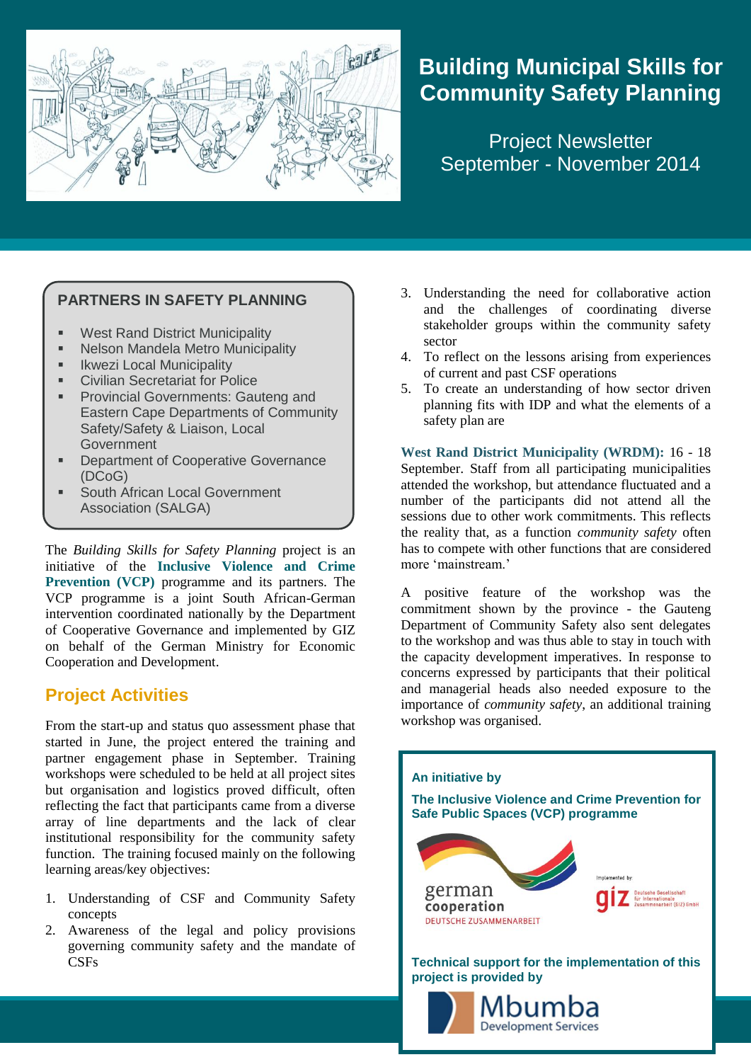# Building Municipal Skills for Community Safety Planning

Project Newsletter
September - November 2014

## PARTNERS IN SAFETY PLANNING

- West Rand District Municipality
- Nelson Mandela Metro Municipality
- Ikwezi Local Municipality
- Civilian Secretariat for Police
- Provincial Governments: Gauteng and Eastern Cape Departments of Community Safety/Safety & Liaison, Local Government
- Department of Cooperative Governance (DCoG)
- South African Local Government Association (SALGA)

The *Building Skills for Safety Planning* project is an initiative of the **Inclusive Violence and Crime Prevention (VCP)** programme and its partners. The VCP programme is a joint South African-German intervention coordinated nationally by the Department of Cooperative Governance and implemented by GIZ on behalf of the German Ministry for Economic Cooperation and Development.

## Project Activities

From the start-up and status quo assessment phase that started in June, the project entered the training and partner engagement phase in September. Training workshops were scheduled to be held at all project sites but organisation and logistics proved difficult, often reflecting the fact that participants came from a diverse array of line departments and the lack of clear institutional responsibility for the community safety function. The training focused mainly on the following learning areas/key objectives:

1. Understanding of CSF and Community Safety concepts
2. Awareness of the legal and policy provisions governing community safety and the mandate of CSFs
3. Understanding the need for collaborative action and the challenges of coordinating diverse stakeholder groups within the community safety sector
4. To reflect on the lessons arising from experiences of current and past CSF operations
5. To create an understanding of how sector driven planning fits with IDP and what the elements of a safety plan are

**West Rand District Municipality (WRDM):** 16 - 18 September. Staff from all participating municipalities attended the workshop, but attendance fluctuated and a number of the participants did not attend all the sessions due to other work commitments. This reflects the reality that, as a function *community safety* often has to compete with other functions that are considered more 'mainstream.'

A positive feature of the workshop was the commitment shown by the province - the Gauteng Department of Community Safety also sent delegates to the workshop and was thus able to stay in touch with the capacity development imperatives. In response to concerns expressed by participants that their political and managerial heads also needed exposure to the importance of *community safety*, an additional training workshop was organised.

**An initiative by**

**The Inclusive Violence and Crime Prevention for Safe Public Spaces (VCP) programme**

german cooperation
DEUTSCHE ZUSAMMENARBEIT

Implemented by: giz Deutsche Gesellschaft für Internationale Zusammenarbeit (GIZ) GmbH

**Technical support for the implementation of this project is provided by**

Mbumba Development Services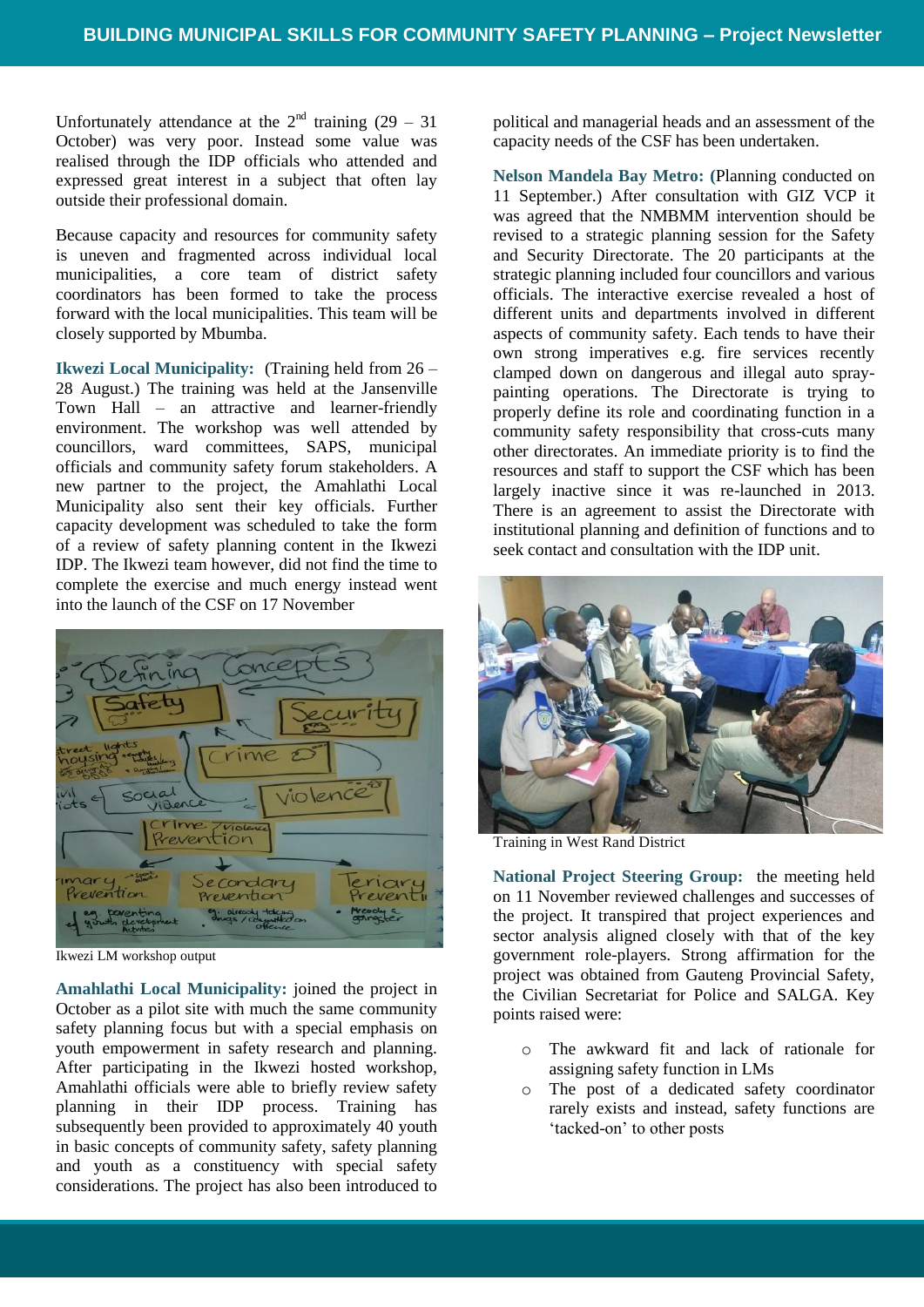Unfortunately attendance at the 2nd training (29 – 31 October) was very poor. Instead some value was realised through the IDP officials who attended and expressed great interest in a subject that often lay outside their professional domain.

Because capacity and resources for community safety is uneven and fragmented across individual local municipalities, a core team of district safety coordinators has been formed to take the process forward with the local municipalities. This team will be closely supported by Mbumba.

**Ikwezi Local Municipality:** (Training held from 26 – 28 August.) The training was held at the Jansenville Town Hall – an attractive and learner-friendly environment. The workshop was well attended by councillors, ward committees, SAPS, municipal officials and community safety forum stakeholders. A new partner to the project, the Amahlathi Local Municipality also sent their key officials. Further capacity development was scheduled to take the form of a review of safety planning content in the Ikwezi IDP. The Ikwezi team however, did not find the time to complete the exercise and much energy instead went into the launch of the CSF on 17 November

Ikwezi LM workshop output

**Amahlathi Local Municipality:** joined the project in October as a pilot site with much the same community safety planning focus but with a special emphasis on youth empowerment in safety research and planning. After participating in the Ikwezi hosted workshop, Amahlathi officials were able to briefly review safety planning in their IDP process. Training has subsequently been provided to approximately 40 youth in basic concepts of community safety, safety planning and youth as a constituency with special safety considerations. The project has also been introduced to political and managerial heads and an assessment of the capacity needs of the CSF has been undertaken.

**Nelson Mandela Bay Metro: (**Planning conducted on 11 September.) After consultation with GIZ VCP it was agreed that the NMBMM intervention should be revised to a strategic planning session for the Safety and Security Directorate. The 20 participants at the strategic planning included four councillors and various officials. The interactive exercise revealed a host of different units and departments involved in different aspects of community safety. Each tends to have their own strong imperatives e.g. fire services recently clamped down on dangerous and illegal auto spray-painting operations. The Directorate is trying to properly define its role and coordinating function in a community safety responsibility that cross-cuts many other directorates. An immediate priority is to find the resources and staff to support the CSF which has been largely inactive since it was re-launched in 2013. There is an agreement to assist the Directorate with institutional planning and definition of functions and to seek contact and consultation with the IDP unit.

Training in West Rand District

**National Project Steering Group:** the meeting held on 11 November reviewed challenges and successes of the project. It transpired that project experiences and sector analysis aligned closely with that of the key government role-players. Strong affirmation for the project was obtained from Gauteng Provincial Safety, the Civilian Secretariat for Police and SALGA. Key points raised were:

- The awkward fit and lack of rationale for assigning safety function in LMs
- The post of a dedicated safety coordinator rarely exists and instead, safety functions are 'tacked-on' to other posts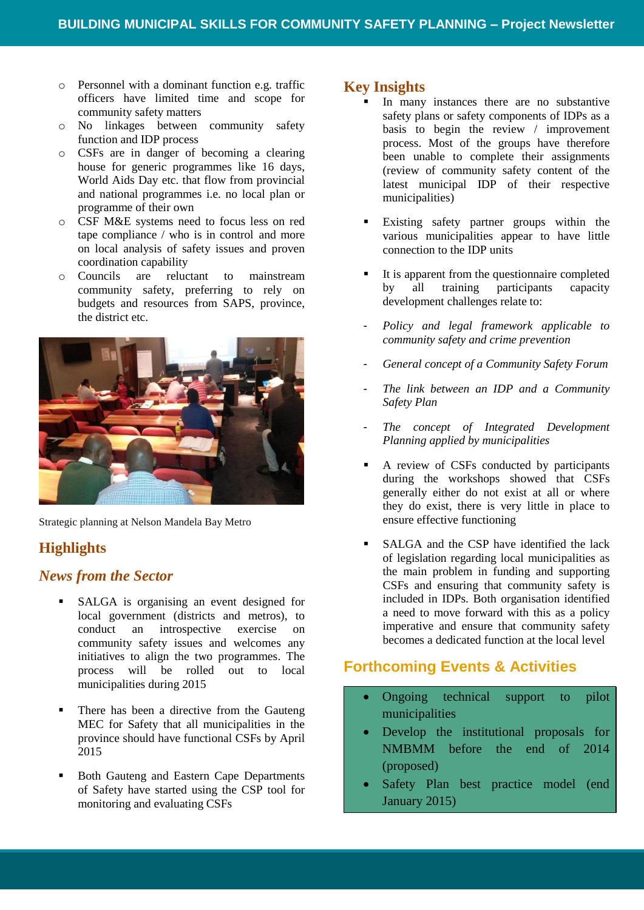- Personnel with a dominant function e.g. traffic officers have limited time and scope for community safety matters
- No linkages between community safety function and IDP process
- CSFs are in danger of becoming a clearing house for generic programmes like 16 days, World Aids Day etc. that flow from provincial and national programmes i.e. no local plan or programme of their own
- CSF M&E systems need to focus less on red tape compliance / who is in control and more on local analysis of safety issues and proven coordination capability
- Councils are reluctant to mainstream community safety, preferring to rely on budgets and resources from SAPS, province, the district etc.

Strategic planning at Nelson Mandela Bay Metro

## Highlights

### *News from the Sector*

- SALGA is organising an event designed for local government (districts and metros), to conduct an introspective exercise on community safety issues and welcomes any initiatives to align the two programmes. The process will be rolled out to local municipalities during 2015
- There has been a directive from the Gauteng MEC for Safety that all municipalities in the province should have functional CSFs by April 2015
- Both Gauteng and Eastern Cape Departments of Safety have started using the CSP tool for monitoring and evaluating CSFs

## Key Insights

- In many instances there are no substantive safety plans or safety components of IDPs as a basis to begin the review / improvement process. Most of the groups have therefore been unable to complete their assignments (review of community safety content of the latest municipal IDP of their respective municipalities)
- Existing safety partner groups within the various municipalities appear to have little connection to the IDP units
- It is apparent from the questionnaire completed by all training participants capacity development challenges relate to:
  - *Policy and legal framework applicable to community safety and crime prevention*
  - *General concept of a Community Safety Forum*
  - *The link between an IDP and a Community Safety Plan*
  - *The concept of Integrated Development Planning applied by municipalities*
- A review of CSFs conducted by participants during the workshops showed that CSFs generally either do not exist at all or where they do exist, there is very little in place to ensure effective functioning
- SALGA and the CSP have identified the lack of legislation regarding local municipalities as the main problem in funding and supporting CSFs and ensuring that community safety is included in IDPs. Both organisation identified a need to move forward with this as a policy imperative and ensure that community safety becomes a dedicated function at the local level

## Forthcoming Events & Activities

- Ongoing technical support to pilot municipalities
- Develop the institutional proposals for NMBMM before the end of 2014 (proposed)
- Safety Plan best practice model (end January 2015)